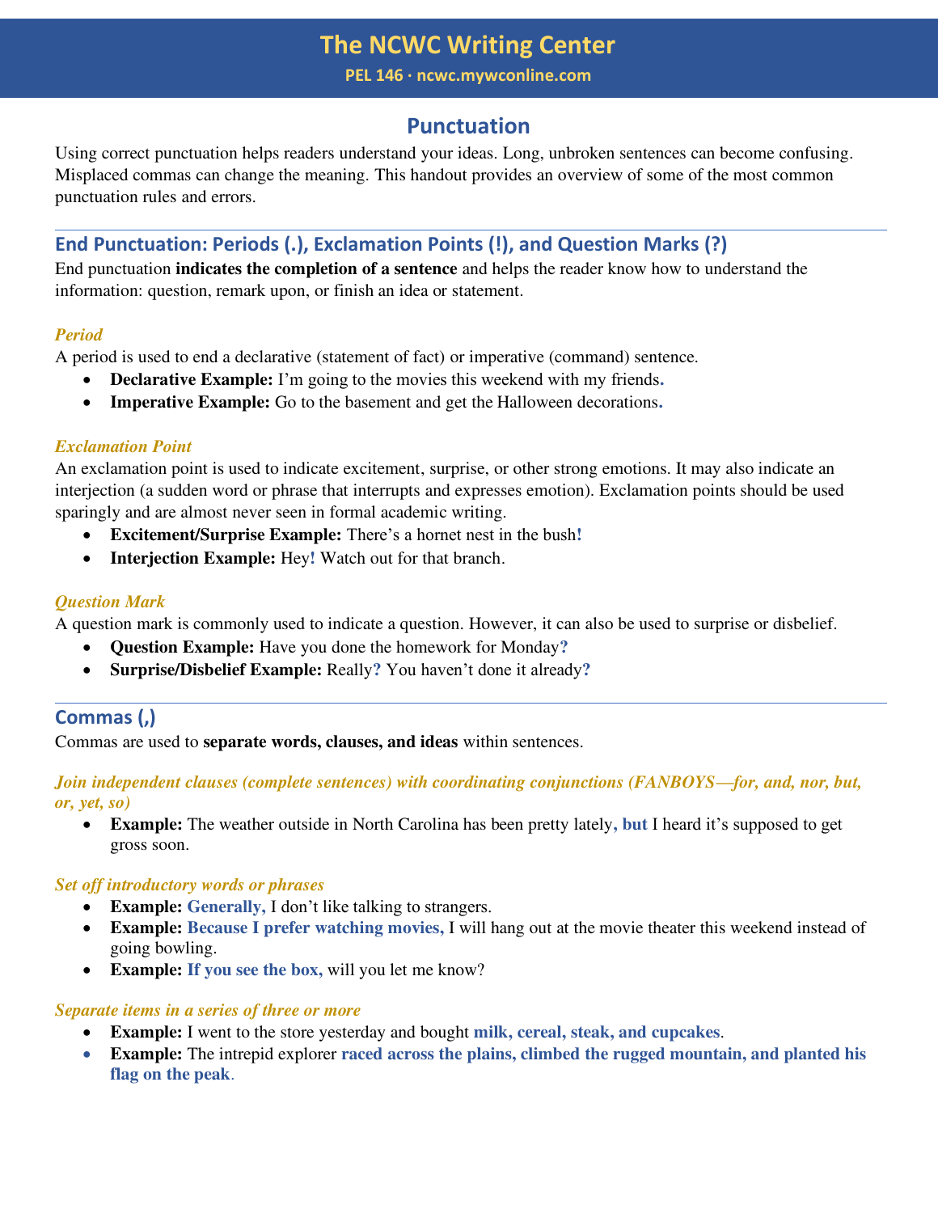# The NCWC Writing Center

PEL 146 · ncwc.mywconline.com

## Punctuation

Using correct punctuation helps readers understand your ideas. Long, unbroken sentences can become confusing. Misplaced commas can change the meaning. This handout provides an overview of some of the most common punctuation rules and errors.

### End Punctuation: Periods (.), Exclamation Points (!), and Question Marks (?)

End punctuation **indicates the completion of a sentence** and helps the reader know how to understand the information: question, remark upon, or finish an idea or statement.

*Period*

A period is used to end a declarative (statement of fact) or imperative (command) sentence.

- **Declarative Example:** I'm going to the movies this weekend with my friends**.**
- **Imperative Example:** Go to the basement and get the Halloween decorations**.**

*Exclamation Point*

An exclamation point is used to indicate excitement, surprise, or other strong emotions. It may also indicate an interjection (a sudden word or phrase that interrupts and expresses emotion). Exclamation points should be used sparingly and are almost never seen in formal academic writing.

- **Excitement/Surprise Example:** There's a hornet nest in the bush**!**
- **Interjection Example:** Hey**!** Watch out for that branch.

*Question Mark*

A question mark is commonly used to indicate a question. However, it can also be used to surprise or disbelief.

- **Question Example:** Have you done the homework for Monday**?**
- **Surprise/Disbelief Example:** Really**?** You haven't done it already**?**

### Commas (,)

Commas are used to **separate words, clauses, and ideas** within sentences.

***Join independent clauses (complete sentences) with coordinating conjunctions (FANBOYS—for, and, nor, but, or, yet, so)***

- **Example:** The weather outside in North Carolina has been pretty lately**, but** I heard it's supposed to get gross soon.

***Set off introductory words or phrases***

- **Example:** **Generally,** I don't like talking to strangers.
- **Example:** **Because I prefer watching movies,** I will hang out at the movie theater this weekend instead of going bowling.
- **Example:** **If you see the box,** will you let me know?

***Separate items in a series of three or more***

- **Example:** I went to the store yesterday and bought **milk, cereal, steak, and cupcakes**.
- **Example:** The intrepid explorer **raced across the plains, climbed the rugged mountain, and planted his flag on the peak**.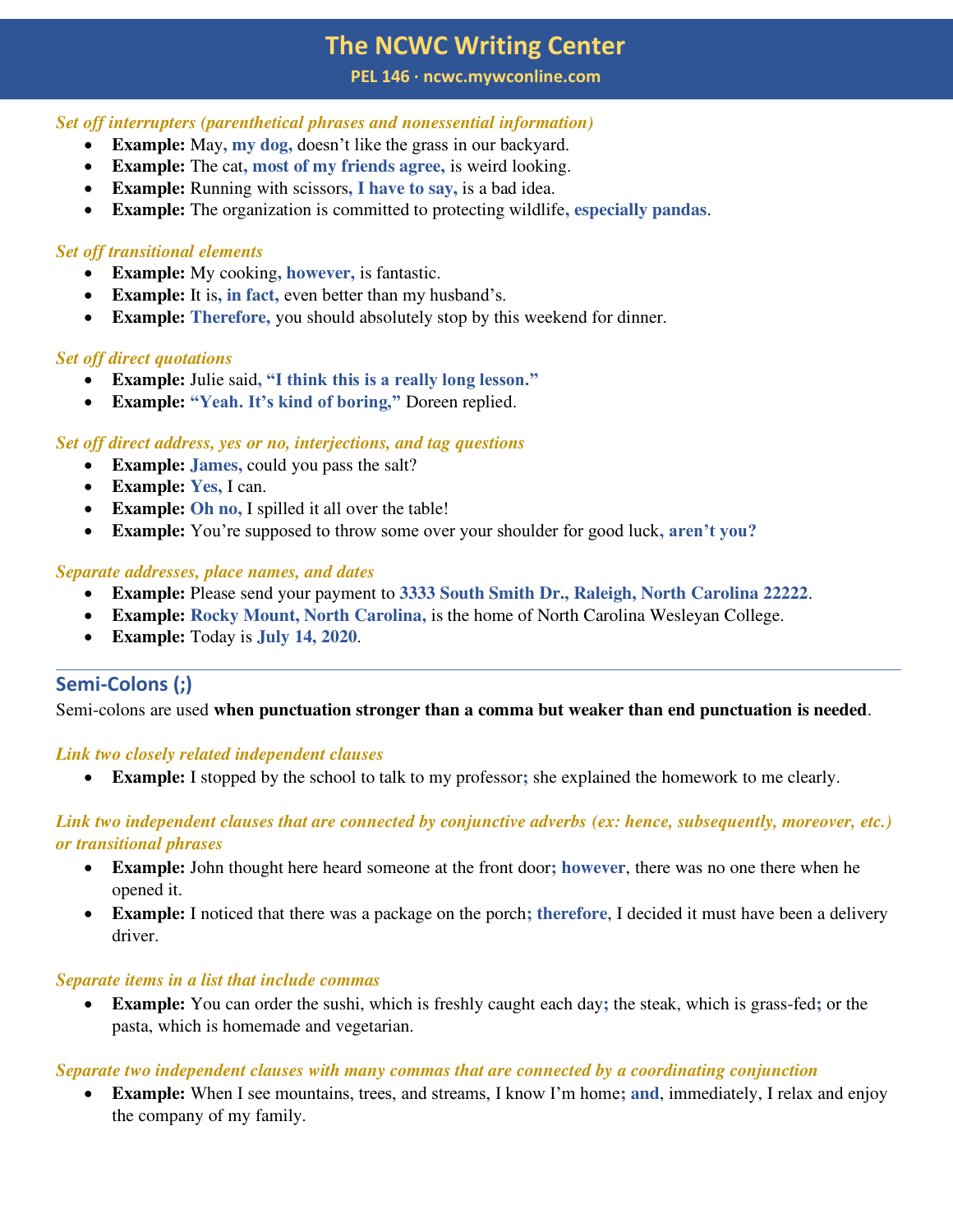*Set off interrupters (parenthetical phrases and nonessential information)*

- **Example:** May**, my dog,** doesn't like the grass in our backyard.
- **Example:** The cat**, most of my friends agree,** is weird looking.
- **Example:** Running with scissors**, I have to say,** is a bad idea.
- **Example:** The organization is committed to protecting wildlife**, especially pandas**.

*Set off transitional elements*

- **Example:** My cooking**, however,** is fantastic.
- **Example:** It is**, in fact,** even better than my husband's.
- **Example:** **Therefore,** you should absolutely stop by this weekend for dinner.

*Set off direct quotations*

- **Example:** Julie said**, "I think this is a really long lesson."**
- **Example:** **"Yeah. It's kind of boring,"** Doreen replied.

*Set off direct address, yes or no, interjections, and tag questions*

- **Example:** **James,** could you pass the salt?
- **Example:** **Yes,** I can.
- **Example:** **Oh no,** I spilled it all over the table!
- **Example:** You're supposed to throw some over your shoulder for good luck**, aren't you?**

*Separate addresses, place names, and dates*

- **Example:** Please send your payment to **3333 South Smith Dr., Raleigh, North Carolina 22222**.
- **Example:** **Rocky Mount, North Carolina,** is the home of North Carolina Wesleyan College.
- **Example:** Today is **July 14, 2020**.

---

## Semi-Colons (;)

Semi-colons are used **when punctuation stronger than a comma but weaker than end punctuation is needed**.

*Link two closely related independent clauses*

- **Example:** I stopped by the school to talk to my professor**;** she explained the homework to me clearly.

*Link two independent clauses that are connected by conjunctive adverbs (ex: hence, subsequently, moreover, etc.) or transitional phrases*

- **Example:** John thought here heard someone at the front door**; however**, there was no one there when he opened it.
- **Example:** I noticed that there was a package on the porch**; therefore**, I decided it must have been a delivery driver.

*Separate items in a list that include commas*

- **Example:** You can order the sushi, which is freshly caught each day**;** the steak, which is grass-fed**;** or the pasta, which is homemade and vegetarian.

*Separate two independent clauses with many commas that are connected by a coordinating conjunction*

- **Example:** When I see mountains, trees, and streams, I know I'm home**; and**, immediately, I relax and enjoy the company of my family.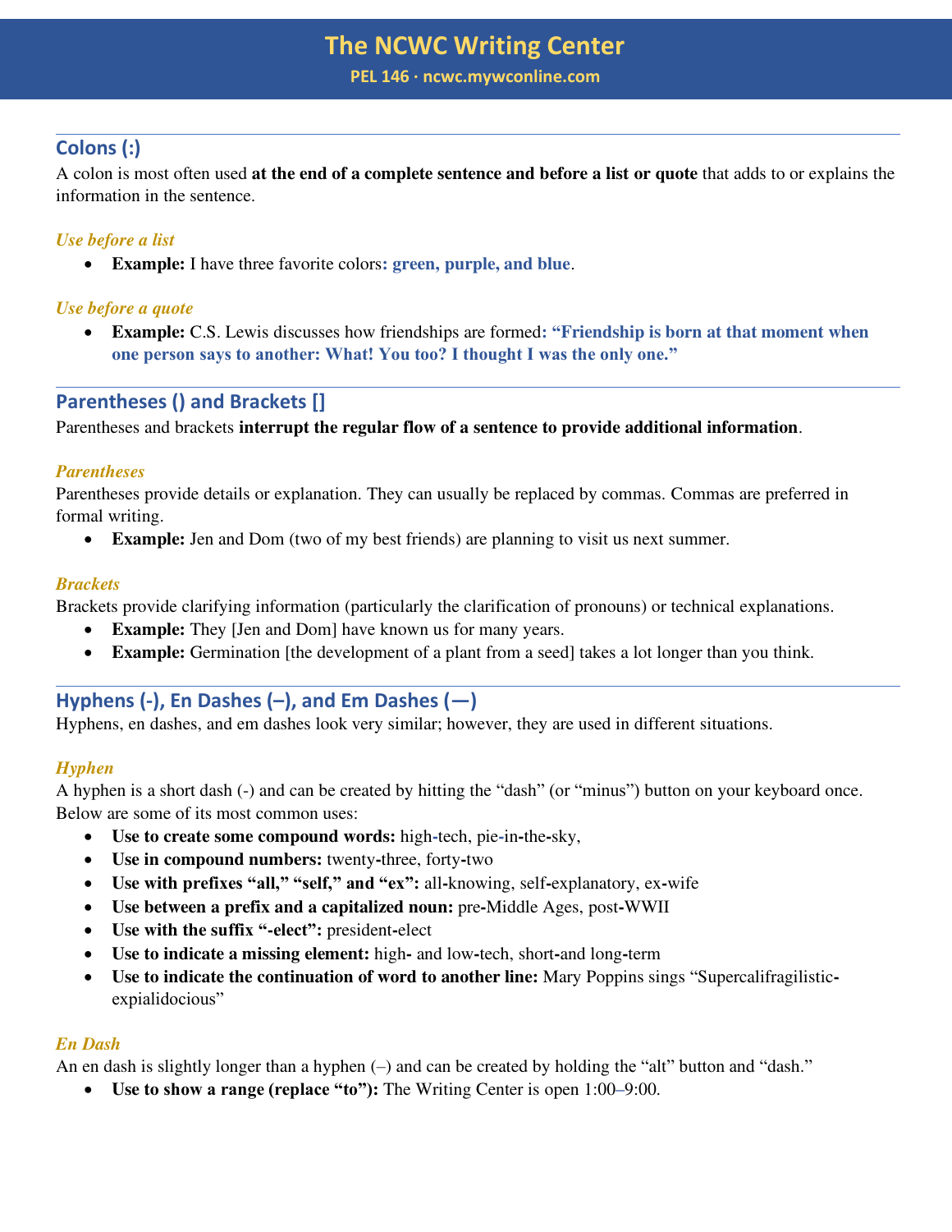## Colons (:)

A colon is most often used **at the end of a complete sentence and before a list or quote** that adds to or explains the information in the sentence.

### *Use before a list*

- **Example:** I have three favorite colors**: green, purple, and blue**.

### *Use before a quote*

- **Example:** C.S. Lewis discusses how friendships are formed**: "Friendship is born at that moment when one person says to another: What! You too? I thought I was the only one."**

## Parentheses () and Brackets []

Parentheses and brackets **interrupt the regular flow of a sentence to provide additional information**.

### *Parentheses*

Parentheses provide details or explanation. They can usually be replaced by commas. Commas are preferred in formal writing.

- **Example:** Jen and Dom (two of my best friends) are planning to visit us next summer.

### *Brackets*

Brackets provide clarifying information (particularly the clarification of pronouns) or technical explanations.

- **Example:** They [Jen and Dom] have known us for many years.
- **Example:** Germination [the development of a plant from a seed] takes a lot longer than you think.

## Hyphens (-), En Dashes (–), and Em Dashes (—)

Hyphens, en dashes, and em dashes look very similar; however, they are used in different situations.

### *Hyphen*

A hyphen is a short dash (-) and can be created by hitting the "dash" (or "minus") button on your keyboard once. Below are some of its most common uses:

- **Use to create some compound words:** high-tech, pie-in-the-sky,
- **Use in compound numbers:** twenty-three, forty-two
- **Use with prefixes "all," "self," and "ex":** all-knowing, self-explanatory, ex-wife
- **Use between a prefix and a capitalized noun:** pre-Middle Ages, post-WWII
- **Use with the suffix "-elect":** president-elect
- **Use to indicate a missing element:** high- and low-tech, short-and long-term
- **Use to indicate the continuation of word to another line:** Mary Poppins sings "Supercalifragilistic-expialidocious"

### *En Dash*

An en dash is slightly longer than a hyphen (–) and can be created by holding the "alt" button and "dash."

- **Use to show a range (replace "to"):** The Writing Center is open 1:00–9:00.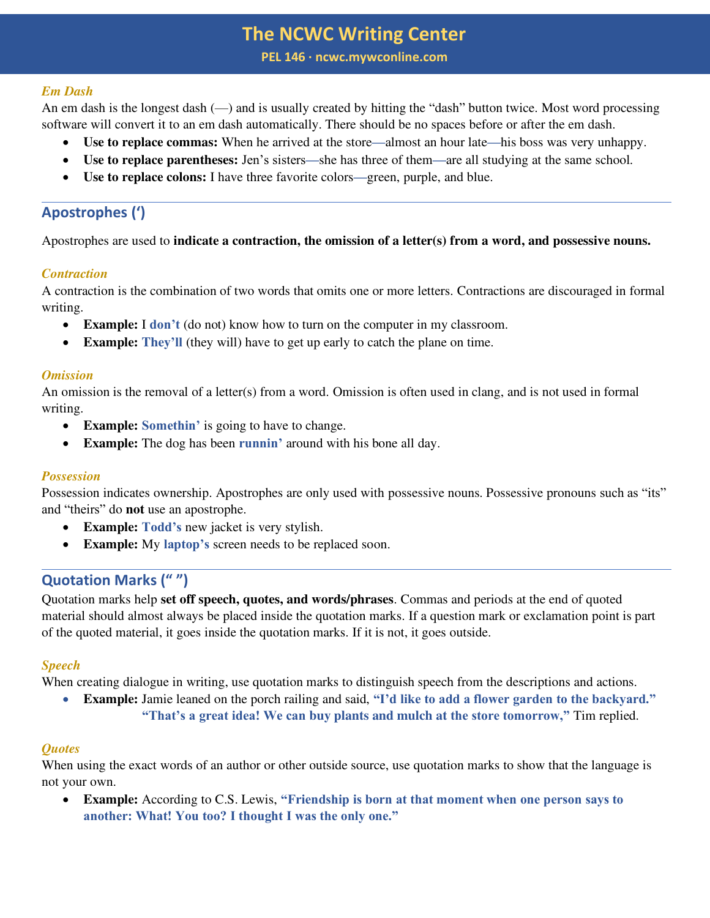### *Em Dash*

An em dash is the longest dash (—) and is usually created by hitting the "dash" button twice. Most word processing software will convert it to an em dash automatically. There should be no spaces before or after the em dash.

- **Use to replace commas:** When he arrived at the store—almost an hour late—his boss was very unhappy.
- **Use to replace parentheses:** Jen's sisters—she has three of them—are all studying at the same school.
- **Use to replace colons:** I have three favorite colors—green, purple, and blue.

## Apostrophes (')

Apostrophes are used to **indicate a contraction, the omission of a letter(s) from a word, and possessive nouns.**

### *Contraction*

A contraction is the combination of two words that omits one or more letters. Contractions are discouraged in formal writing.

- **Example:** I **don't** (do not) know how to turn on the computer in my classroom.
- **Example: They'll** (they will) have to get up early to catch the plane on time.

### *Omission*

An omission is the removal of a letter(s) from a word. Omission is often used in clang, and is not used in formal writing.

- **Example: Somethin'** is going to have to change.
- **Example:** The dog has been **runnin'** around with his bone all day.

### *Possession*

Possession indicates ownership. Apostrophes are only used with possessive nouns. Possessive pronouns such as "its" and "theirs" do **not** use an apostrophe.

- **Example: Todd's** new jacket is very stylish.
- **Example:** My **laptop's** screen needs to be replaced soon.

## Quotation Marks (" ")

Quotation marks help **set off speech, quotes, and words/phrases**. Commas and periods at the end of quoted material should almost always be placed inside the quotation marks. If a question mark or exclamation point is part of the quoted material, it goes inside the quotation marks. If it is not, it goes outside.

### *Speech*

When creating dialogue in writing, use quotation marks to distinguish speech from the descriptions and actions.

- **Example:** Jamie leaned on the porch railing and said, **"I'd like to add a flower garden to the backyard."** **"That's a great idea! We can buy plants and mulch at the store tomorrow,"** Tim replied.

### *Quotes*

When using the exact words of an author or other outside source, use quotation marks to show that the language is not your own.

- **Example:** According to C.S. Lewis, **"Friendship is born at that moment when one person says to another: What! You too? I thought I was the only one."**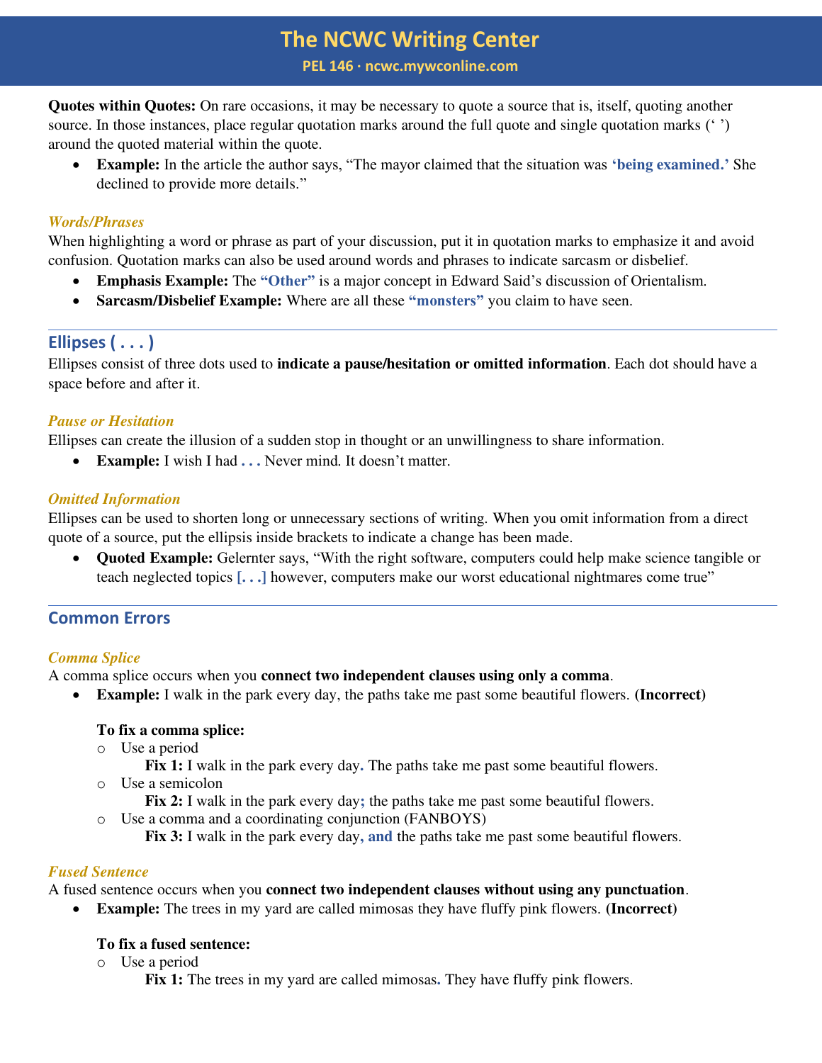**Quotes within Quotes:** On rare occasions, it may be necessary to quote a source that is, itself, quoting another source. In those instances, place regular quotation marks around the full quote and single quotation marks (' ') around the quoted material within the quote.

- **Example:** In the article the author says, "The mayor claimed that the situation was **'being examined.'** She declined to provide more details."

### *Words/Phrases*

When highlighting a word or phrase as part of your discussion, put it in quotation marks to emphasize it and avoid confusion. Quotation marks can also be used around words and phrases to indicate sarcasm or disbelief.

- **Emphasis Example:** The **"Other"** is a major concept in Edward Said's discussion of Orientalism.
- **Sarcasm/Disbelief Example:** Where are all these **"monsters"** you claim to have seen.

## Ellipses ( . . . )

Ellipses consist of three dots used to **indicate a pause/hesitation or omitted information**. Each dot should have a space before and after it.

### *Pause or Hesitation*

Ellipses can create the illusion of a sudden stop in thought or an unwillingness to share information.

- **Example:** I wish I had **. . .** Never mind. It doesn't matter.

### *Omitted Information*

Ellipses can be used to shorten long or unnecessary sections of writing. When you omit information from a direct quote of a source, put the ellipsis inside brackets to indicate a change has been made.

- **Quoted Example:** Gelernter says, "With the right software, computers could help make science tangible or teach neglected topics **[. . .]** however, computers make our worst educational nightmares come true"

## Common Errors

### *Comma Splice*

A comma splice occurs when you **connect two independent clauses using only a comma**.

- **Example:** I walk in the park every day, the paths take me past some beautiful flowers. **(Incorrect)**

  **To fix a comma splice:**
  - Use a period
    **Fix 1:** I walk in the park every day**.** The paths take me past some beautiful flowers.
  - Use a semicolon
    **Fix 2:** I walk in the park every day**;** the paths take me past some beautiful flowers.
  - Use a comma and a coordinating conjunction (FANBOYS)
    **Fix 3:** I walk in the park every day**, and** the paths take me past some beautiful flowers.

### *Fused Sentence*

A fused sentence occurs when you **connect two independent clauses without using any punctuation**.

- **Example:** The trees in my yard are called mimosas they have fluffy pink flowers. **(Incorrect)**

  **To fix a fused sentence:**
  - Use a period
    **Fix 1:** The trees in my yard are called mimosas**.** They have fluffy pink flowers.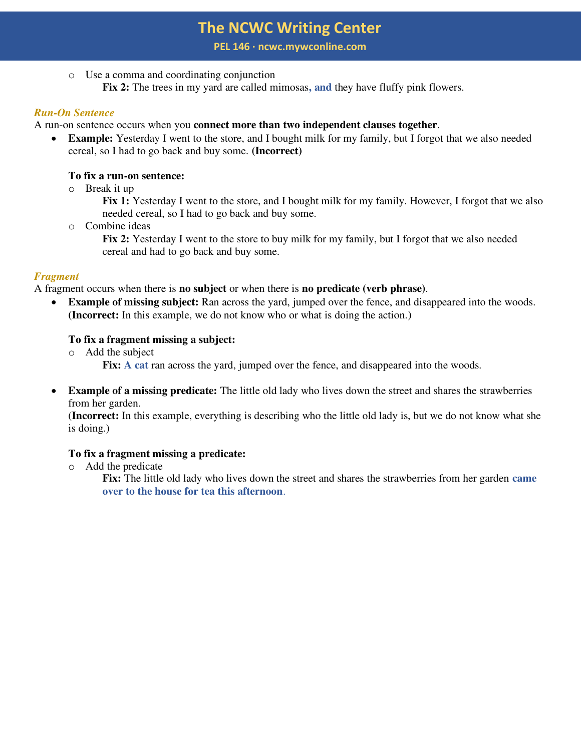- Use a comma and coordinating conjunction

  **Fix 2:** The trees in my yard are called mimosas**, and** they have fluffy pink flowers.

### *Run-On Sentence*

A run-on sentence occurs when you **connect more than two independent clauses together**.

- **Example:** Yesterday I went to the store, and I bought milk for my family, but I forgot that we also needed cereal, so I had to go back and buy some. **(Incorrect)**

  **To fix a run-on sentence:**

  - Break it up

    **Fix 1:** Yesterday I went to the store, and I bought milk for my family. However, I forgot that we also needed cereal, so I had to go back and buy some.
  - Combine ideas

    **Fix 2:** Yesterday I went to the store to buy milk for my family, but I forgot that we also needed cereal and had to go back and buy some.

### *Fragment*

A fragment occurs when there is **no subject** or when there is **no predicate (verb phrase)**.

- **Example of missing subject:** Ran across the yard, jumped over the fence, and disappeared into the woods. **(Incorrect:** In this example, we do not know who or what is doing the action.**)**

  **To fix a fragment missing a subject:**

  - Add the subject

    **Fix:** **A cat** ran across the yard, jumped over the fence, and disappeared into the woods.

- **Example of a missing predicate:** The little old lady who lives down the street and shares the strawberries from her garden.
  (**Incorrect:** In this example, everything is describing who the little old lady is, but we do not know what she is doing.)

  **To fix a fragment missing a predicate:**

  - Add the predicate

    **Fix:** The little old lady who lives down the street and shares the strawberries from her garden **came over to the house for tea this afternoon**.